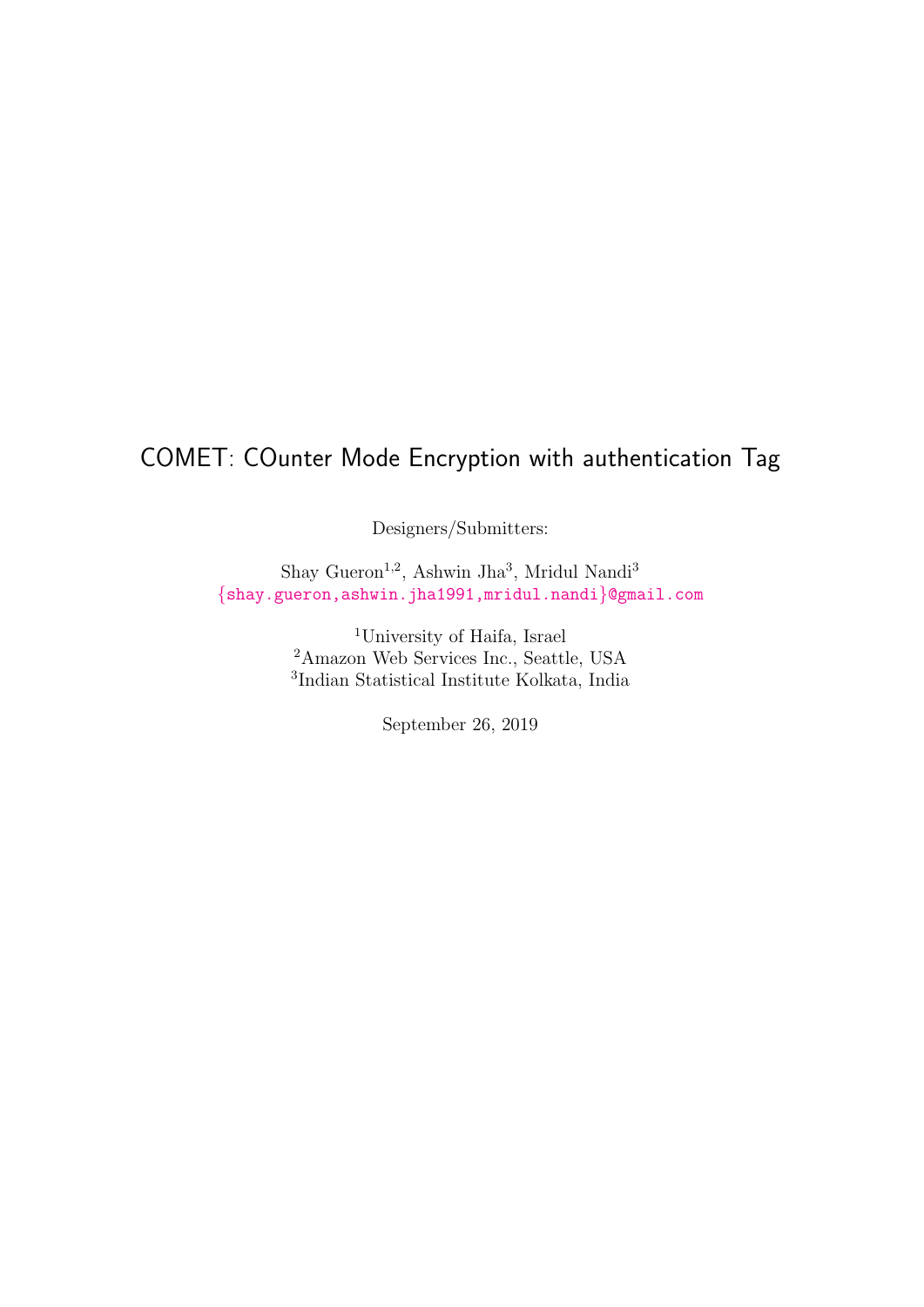# COMET: COunter Mode Encryption with authentication Tag

Designers/Submitters:

Shay Gueron[1,2], Ashwin Jha[3], Mridul Nandi[3]
{shay.gueron,ashwin.jha1991,mridul.nandi}@gmail.com

[1]University of Haifa, Israel
[2]Amazon Web Services Inc., Seattle, USA
[3]Indian Statistical Institute Kolkata, India

September 26, 2019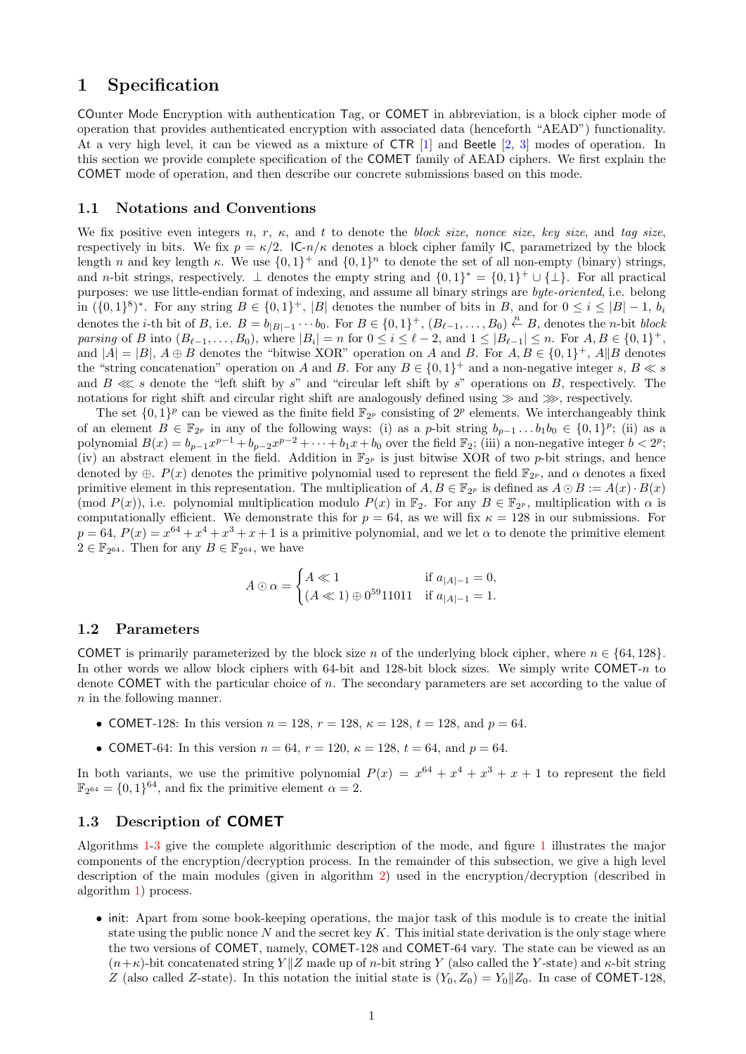# 1 Specification

COunter Mode Encryption with authentication Tag, or COMET in abbreviation, is a block cipher mode of operation that provides authenticated encryption with associated data (henceforth "AEAD") functionality. At a very high level, it can be viewed as a mixture of CTR [1] and Beetle [2, 3] modes of operation. In this section we provide complete specification of the COMET family of AEAD ciphers. We first explain the COMET mode of operation, and then describe our concrete submissions based on this mode.

## 1.1 Notations and Conventions

We fix positive even integers $n$, $r$, $\kappa$, and $t$ to denote the *block size*, *nonce size*, *key size*, and *tag size*, respectively in bits. We fix $p = \kappa/2$. IC-$n/\kappa$ denotes a block cipher family IC, parametrized by the block length $n$ and key length $\kappa$. We use $\{0,1\}^+$ and $\{0,1\}^n$ to denote the set of all non-empty (binary) strings, and $n$-bit strings, respectively. $\perp$ denotes the empty string and $\{0,1\}^* = \{0,1\}^+ \cup \{\perp\}$. For all practical purposes: we use little-endian format of indexing, and assume all binary strings are *byte-oriented*, i.e. belong in $(\{0,1\}^8)^*$. For any string $B \in \{0,1\}^+$, $|B|$ denotes the number of bits in $B$, and for $0 \le i \le |B|-1$, $b_i$ denotes the $i$-th bit of $B$, i.e. $B = b_{|B|-1} \cdots b_0$. For $B \in \{0,1\}^+$, $(B_{\ell-1}, \ldots, B_0) \xleftarrow{n} B$, denotes the $n$-bit *block parsing* of $B$ into $(B_{\ell-1}, \ldots, B_0)$, where $|B_i| = n$ for $0 \le i \le \ell-2$, and $1 \le |B_{\ell-1}| \le n$. For $A, B \in \{0,1\}^+$, and $|A| = |B|$, $A \oplus B$ denotes the "bitwise XOR" operation on $A$ and $B$. For $A, B \in \{0,1\}^+$, $A \| B$ denotes the "string concatenation" operation on $A$ and $B$. For any $B \in \{0,1\}^+$ and a non-negative integer $s$, $B \ll s$ and $B \lll s$ denote the "left shift by $s$" and "circular left shift by $s$" operations on $B$, respectively. The notations for right shift and circular right shift are analogously defined using $\gg$ and $\ggg$, respectively.

The set $\{0,1\}^p$ can be viewed as the finite field $\mathbb{F}_{2^p}$ consisting of $2^p$ elements. We interchangeably think of an element $B \in \mathbb{F}_{2^p}$ in any of the following ways: (i) as a $p$-bit string $b_{p-1} \ldots b_1 b_0 \in \{0,1\}^p$; (ii) as a polynomial $B(x) = b_{p-1}x^{p-1} + b_{p-2}x^{p-2} + \cdots + b_1 x + b_0$ over the field $\mathbb{F}_2$; (iii) a non-negative integer $b < 2^p$; (iv) an abstract element in the field. Addition in $\mathbb{F}_{2^p}$ is just bitwise XOR of two $p$-bit strings, and hence denoted by $\oplus$. $P(x)$ denotes the primitive polynomial used to represent the field $\mathbb{F}_{2^p}$, and $\alpha$ denotes a fixed primitive element in this representation. The multiplication of $A, B \in \mathbb{F}_{2^p}$ is defined as $A \odot B := A(x) \cdot B(x) \pmod{P(x)}$, i.e. polynomial multiplication modulo $P(x)$ in $\mathbb{F}_2$. For any $B \in \mathbb{F}_{2^p}$, multiplication with $\alpha$ is computationally efficient. We demonstrate this for $p = 64$, as we will fix $\kappa = 128$ in our submissions. For $p = 64$, $P(x) = x^{64} + x^4 + x^3 + x + 1$ is a primitive polynomial, and we let $\alpha$ to denote the primitive element $2 \in \mathbb{F}_{2^{64}}$. Then for any $B \in \mathbb{F}_{2^{64}}$, we have

$$A \odot \alpha = \begin{cases} A \ll 1 & \text{if } a_{|A|-1} = 0, \\ (A \ll 1) \oplus 0^{59}11011 & \text{if } a_{|A|-1} = 1. \end{cases}$$

## 1.2 Parameters

COMET is primarily parameterized by the block size $n$ of the underlying block cipher, where $n \in \{64, 128\}$. In other words we allow block ciphers with 64-bit and 128-bit block sizes. We simply write COMET-$n$ to denote COMET with the particular choice of $n$. The secondary parameters are set according to the value of $n$ in the following manner.

- COMET-128: In this version $n = 128$, $r = 128$, $\kappa = 128$, $t = 128$, and $p = 64$.
- COMET-64: In this version $n = 64$, $r = 120$, $\kappa = 128$, $t = 64$, and $p = 64$.

In both variants, we use the primitive polynomial $P(x) = x^{64} + x^4 + x^3 + x + 1$ to represent the field $\mathbb{F}_{2^{64}} = \{0,1\}^{64}$, and fix the primitive element $\alpha = 2$.

## 1.3 Description of COMET

Algorithms 1-3 give the complete algorithmic description of the mode, and figure 1 illustrates the major components of the encryption/decryption process. In the remainder of this subsection, we give a high level description of the main modules (given in algorithm 2) used in the encryption/decryption (described in algorithm 1) process.

- init: Apart from some book-keeping operations, the major task of this module is to create the initial state using the public nonce $N$ and the secret key $K$. This initial state derivation is the only stage where the two versions of COMET, namely, COMET-128 and COMET-64 vary. The state can be viewed as an $(n+\kappa)$-bit concatenated string $Y \| Z$ made up of $n$-bit string $Y$ (also called the $Y$-state) and $\kappa$-bit string $Z$ (also called $Z$-state). In this notation the initial state is $(Y_0, Z_0) = Y_0 \| Z_0$. In case of COMET-128,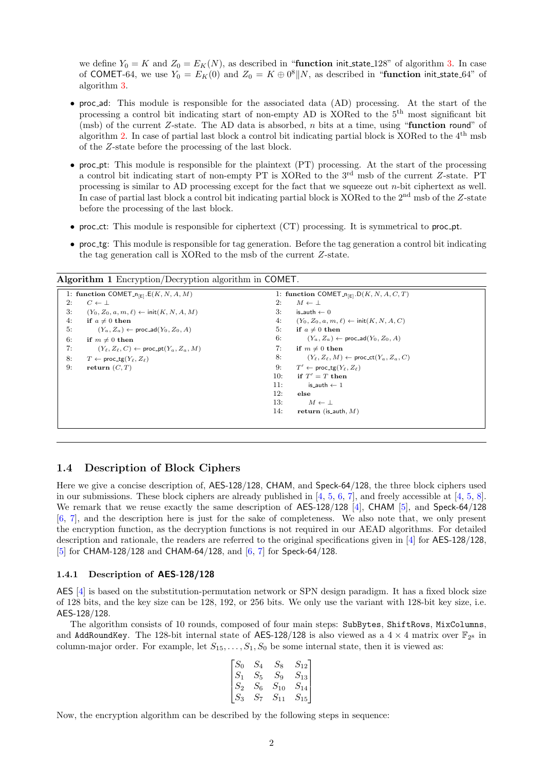we define $Y_0 = K$ and $Z_0 = E_K(N)$, as described in "**function** init_state_128" of algorithm 3. In case of COMET-64, we use $Y_0 = E_K(0)$ and $Z_0 = K \oplus 0^8 \| N$, as described in "**function** init_state_64" of algorithm 3.

- proc_ad: This module is responsible for the associated data (AD) processing. At the start of the processing a control bit indicating start of non-empty AD is XORed to the 5[th] most significant bit (msb) of the current $Z$-state. The AD data is absorbed, $n$ bits at a time, using "**function** round" of algorithm 2. In case of partial last block a control bit indicating partial block is XORed to the 4[th] msb of the $Z$-state before the processing of the last block.
- proc_pt: This module is responsible for the plaintext (PT) processing. At the start of the processing a control bit indicating start of non-empty PT is XORed to the 3[rd] msb of the current $Z$-state. PT processing is similar to AD processing except for the fact that we squeeze out $n$-bit ciphertext as well. In case of partial last block a control bit indicating partial block is XORed to the 2[nd] msb of the $Z$-state before the processing of the last block.
- proc_ct: This module is responsible for ciphertext (CT) processing. It is symmetrical to proc_pt.
- proc_tg: This module is responsible for tag generation. Before the tag generation a control bit indicating the tag generation call is XORed to the msb of the current $Z$-state.

**Algorithm 1** Encryption/Decryption algorithm in COMET.

```
1: function COMET_n[E].E(K, N, A, M)
2:     C ← ⊥
3:     (Y_0, Z_0, a, m, ℓ) ← init(K, N, A, M)
4:     if a ≠ 0 then
5:         (Y_a, Z_a) ← proc_ad(Y_0, Z_0, A)
6:     if m ≠ 0 then
7:         (Y_ℓ, Z_ℓ, C) ← proc_pt(Y_a, Z_a, M)
8:     T ← proc_tg(Y_ℓ, Z_ℓ)
9:     return (C, T)
```

```
1: function COMET_n[E].D(K, N, A, C, T)
2:     M ← ⊥
3:     is_auth ← 0
4:     (Y_0, Z_0, a, m, ℓ) ← init(K, N, A, C)
5:     if a ≠ 0 then
6:         (Y_a, Z_a) ← proc_ad(Y_0, Z_0, A)
7:     if m ≠ 0 then
8:         (Y_ℓ, Z_ℓ, M) ← proc_ct(Y_a, Z_a, C)
9:     T' ← proc_tg(Y_ℓ, Z_ℓ)
10:    if T' = T then
11:        is_auth ← 1
12:    else
13:        M ← ⊥
14:    return (is_auth, M)
```

## 1.4 Description of Block Ciphers

Here we give a concise description of, AES-128/128, CHAM, and Speck-64/128, the three block ciphers used in our submissions. These block ciphers are already published in [4, 5, 6, 7], and freely accessible at [4, 5, 8]. We remark that we reuse exactly the same description of AES-128/128 [4], CHAM [5], and Speck-64/128 [6, 7], and the description here is just for the sake of completeness. We also note that, we only present the encryption function, as the decryption functions is not required in our AEAD algorithms. For detailed description and rationale, the readers are referred to the original specifications given in [4] for AES-128/128, [5] for CHAM-128/128 and CHAM-64/128, and [6, 7] for Speck-64/128.

### 1.4.1 Description of AES-128/128

AES [4] is based on the substitution-permutation network or SPN design paradigm. It has a fixed block size of 128 bits, and the key size can be 128, 192, or 256 bits. We only use the variant with 128-bit key size, i.e. AES-128/128.

The algorithm consists of 10 rounds, composed of four main steps: SubBytes, ShiftRows, MixColumns, and AddRoundKey. The 128-bit internal state of AES-128/128 is also viewed as a $4 \times 4$ matrix over $\mathbb{F}_{2^8}$ in column-major order. For example, let $S_{15}, \ldots, S_1, S_0$ be some internal state, then it is viewed as:

$$\begin{bmatrix} S_0 & S_4 & S_8 & S_{12} \\ S_1 & S_5 & S_9 & S_{13} \\ S_2 & S_6 & S_{10} & S_{14} \\ S_3 & S_7 & S_{11} & S_{15} \end{bmatrix}$$

Now, the encryption algorithm can be described by the following steps in sequence: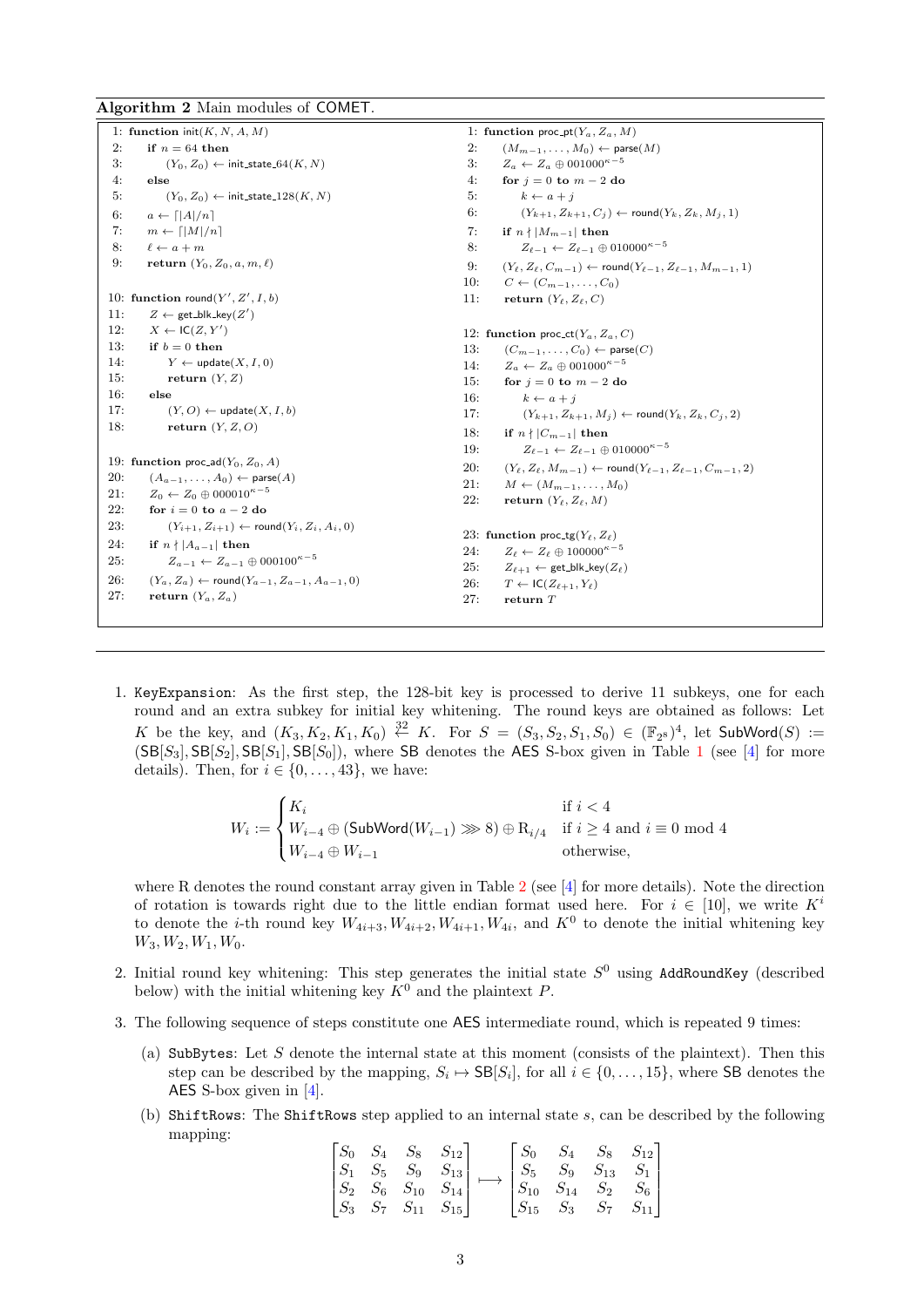**Algorithm 2** Main modules of COMET.

```
1: function init(K, N, A, M)
2:     if n = 64 then
3:         (Y_0, Z_0) ← init_state_64(K, N)
4:     else
5:         (Y_0, Z_0) ← init_state_128(K, N)
6:     a ← ⌈|A|/n⌉
7:     m ← ⌈|M|/n⌉
8:     ℓ ← a + m
9:     return (Y_0, Z_0, a, m, ℓ)

10: function round(Y', Z', I, b)
11:     Z ← get_blk_key(Z')
12:     X ← IC(Z, Y')
13:     if b = 0 then
14:         Y ← update(X, I, 0)
15:         return (Y, Z)
16:     else
17:         (Y, O) ← update(X, I, b)
18:         return (Y, Z, O)

19: function proc_ad(Y_0, Z_0, A)
20:     (A_{a−1}, ..., A_0) ← parse(A)
21:     Z_0 ← Z_0 ⊕ 00001 0^{κ−5}
22:     for i = 0 to a − 2 do
23:         (Y_{i+1}, Z_{i+1}) ← round(Y_i, Z_i, A_i, 0)
24:     if n ∤ |A_{a−1}| then
25:         Z_{a−1} ← Z_{a−1} ⊕ 00010 0^{κ−5}
26:     (Y_a, Z_a) ← round(Y_{a−1}, Z_{a−1}, A_{a−1}, 0)
27:     return (Y_a, Z_a)
```

```
1: function proc_pt(Y_a, Z_a, M)
2:     (M_{m−1}, ..., M_0) ← parse(M)
3:     Z_a ← Z_a ⊕ 00100 0^{κ−5}
4:     for j = 0 to m − 2 do
5:         k ← a + j
6:         (Y_{k+1}, Z_{k+1}, C_j) ← round(Y_k, Z_k, M_j, 1)
7:     if n ∤ |M_{m−1}| then
8:         Z_{ℓ−1} ← Z_{ℓ−1} ⊕ 01000 0^{κ−5}
9:     (Y_ℓ, Z_ℓ, C_{m−1}) ← round(Y_{ℓ−1}, Z_{ℓ−1}, M_{m−1}, 1)
10:    C ← (C_{m−1}, ..., C_0)
11:    return (Y_ℓ, Z_ℓ, C)

12: function proc_ct(Y_a, Z_a, C)
13:     (C_{m−1}, ..., C_0) ← parse(C)
14:     Z_a ← Z_a ⊕ 00100 0^{κ−5}
15:     for j = 0 to m − 2 do
16:         k ← a + j
17:         (Y_{k+1}, Z_{k+1}, M_j) ← round(Y_k, Z_k, C_j, 2)
18:     if n ∤ |C_{m−1}| then
19:         Z_{ℓ−1} ← Z_{ℓ−1} ⊕ 01000 0^{κ−5}
20:     (Y_ℓ, Z_ℓ, M_{m−1}) ← round(Y_{ℓ−1}, Z_{ℓ−1}, C_{m−1}, 2)
21:     M ← (M_{m−1}, ..., M_0)
22:     return (Y_ℓ, Z_ℓ, M)

23: function proc_tg(Y_ℓ, Z_ℓ)
24:     Z_ℓ ← Z_ℓ ⊕ 10000 0^{κ−5}
25:     Z_{ℓ+1} ← get_blk_key(Z_ℓ)
26:     T ← IC(Z_{ℓ+1}, Y_ℓ)
27:     return T
```

1. KeyExpansion: As the first step, the 128-bit key is processed to derive 11 subkeys, one for each round and an extra subkey for initial key whitening. The round keys are obtained as follows: Let $K$ be the key, and $(K_3, K_2, K_1, K_0) \xleftarrow{32} K$. For $S = (S_3, S_2, S_1, S_0) \in (\mathbb{F}_{2^8})^4$, let $\mathsf{SubWord}(S) := (\mathsf{SB}[S_3], \mathsf{SB}[S_2], \mathsf{SB}[S_1], \mathsf{SB}[S_0])$, where SB denotes the AES S-box given in Table 1 (see [4] for more details). Then, for $i \in \{0, \ldots, 43\}$, we have:

$$W_i := \begin{cases} K_i & \text{if } i < 4 \\ W_{i-4} \oplus (\mathsf{SubWord}(W_{i-1}) \ggg 8) \oplus \mathrm{R}_{i/4} & \text{if } i \geq 4 \text{ and } i \equiv 0 \bmod 4 \\ W_{i-4} \oplus W_{i-1} & \text{otherwise,} \end{cases}$$

where R denotes the round constant array given in Table 2 (see [4] for more details). Note the direction of rotation is towards right due to the little endian format used here. For $i \in [10]$, we write $K^i$ to denote the $i$-th round key $W_{4i+3}, W_{4i+2}, W_{4i+1}, W_{4i}$, and $K^0$ to denote the initial whitening key $W_3, W_2, W_1, W_0$.

2. Initial round key whitening: This step generates the initial state $S^0$ using AddRoundKey (described below) with the initial whitening key $K^0$ and the plaintext $P$.

3. The following sequence of steps constitute one AES intermediate round, which is repeated 9 times:

   (a) SubBytes: Let $S$ denote the internal state at this moment (consists of the plaintext). Then this step can be described by the mapping, $S_i \mapsto \mathsf{SB}[S_i]$, for all $i \in \{0, \ldots, 15\}$, where SB denotes the AES S-box given in [4].

   (b) ShiftRows: The ShiftRows step applied to an internal state $s$, can be described by the following mapping:

$$\begin{bmatrix} S_0 & S_4 & S_8 & S_{12} \\ S_1 & S_5 & S_9 & S_{13} \\ S_2 & S_6 & S_{10} & S_{14} \\ S_3 & S_7 & S_{11} & S_{15} \end{bmatrix} \longmapsto \begin{bmatrix} S_0 & S_4 & S_8 & S_{12} \\ S_5 & S_9 & S_{13} & S_1 \\ S_{10} & S_{14} & S_2 & S_6 \\ S_{15} & S_3 & S_7 & S_{11} \end{bmatrix}$$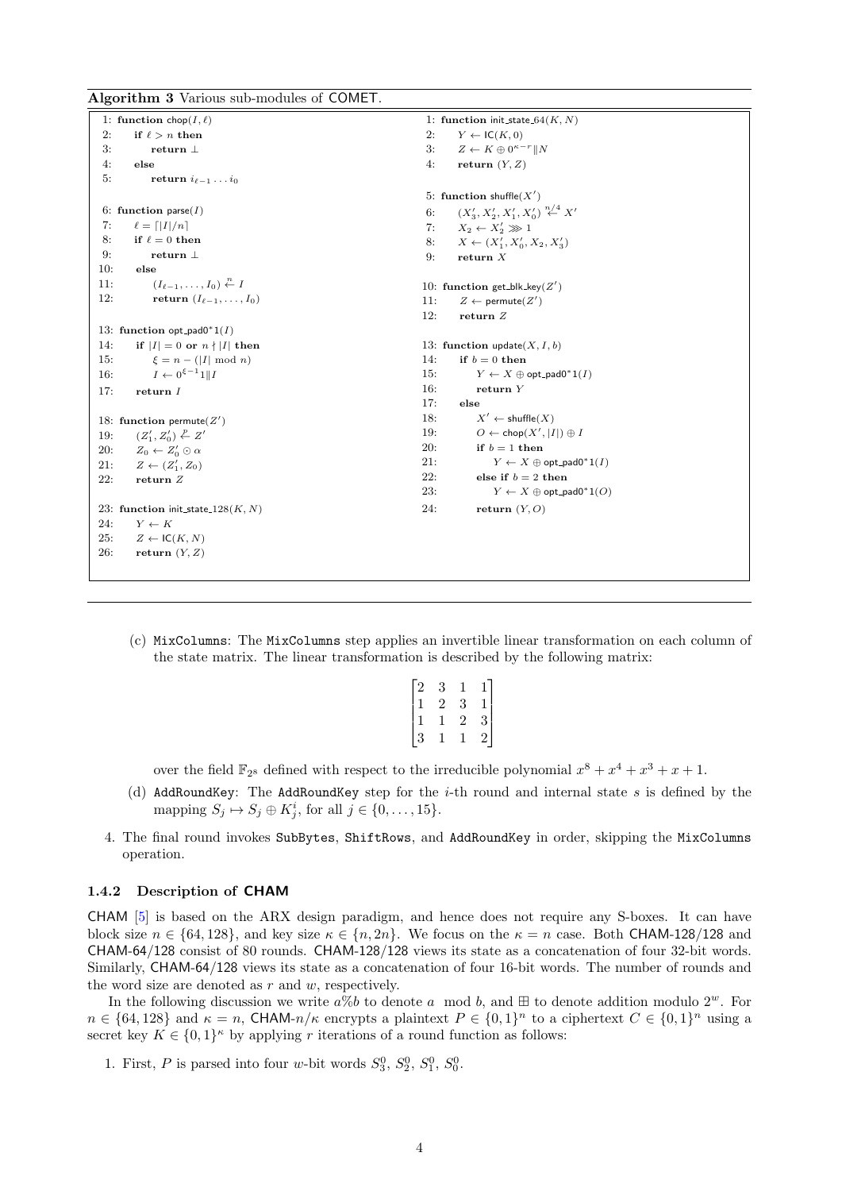**Algorithm 3** Various sub-modules of COMET.

```
1: function chop(I, ℓ)
2:     if ℓ > n then
3:         return ⊥
4:     else
5:         return i_{ℓ−1} ... i_0

6: function parse(I)
7:     ℓ = ⌈|I|/n⌉
8:     if ℓ = 0 then
9:         return ⊥
10:    else
11:        (I_{ℓ−1}, ..., I_0) ←^n I
12:        return (I_{ℓ−1}, ..., I_0)

13: function opt_pad0*1(I)
14:    if |I| = 0 or n ∤ |I| then
15:        ξ = n − (|I| mod n)
16:        I ← 0^{ξ−1}1‖I
17:    return I

18: function permute(Z')
19:    (Z'_1, Z'_0) ←^p Z'
20:    Z_0 ← Z'_0 ⊙ α
21:    Z ← (Z'_1, Z_0)
22:    return Z

23: function init_state_128(K, N)
24:    Y ← K
25:    Z ← IC(K, N)
26:    return (Y, Z)
```

```
1: function init_state_64(K, N)
2:     Y ← IC(K, 0)
3:     Z ← K ⊕ 0^{κ−r}‖N
4:     return (Y, Z)

5: function shuffle(X')
6:     (X'_3, X'_2, X'_1, X'_0) ←^{n/4} X'
7:     X_2 ← X'_2 ⋙ 1
8:     X ← (X'_1, X'_0, X_2, X'_3)
9:     return X

10: function get_blk_key(Z')
11:    Z ← permute(Z')
12:    return Z

13: function update(X, I, b)
14:    if b = 0 then
15:        Y ← X ⊕ opt_pad0*1(I)
16:        return Y
17:    else
18:        X' ← shuffle(X)
19:        O ← chop(X', |I|) ⊕ I
20:        if b = 1 then
21:            Y ← X ⊕ opt_pad0*1(I)
22:        else if b = 2 then
23:            Y ← X ⊕ opt_pad0*1(O)
24:        return (Y, O)
```

(c) MixColumns: The MixColumns step applies an invertible linear transformation on each column of the state matrix. The linear transformation is described by the following matrix:

$$\begin{bmatrix} 2 & 3 & 1 & 1 \\ 1 & 2 & 3 & 1 \\ 1 & 1 & 2 & 3 \\ 3 & 1 & 1 & 2 \end{bmatrix}$$

over the field $\mathbb{F}_{2^8}$ defined with respect to the irreducible polynomial $x^8 + x^4 + x^3 + x + 1$.

(d) AddRoundKey: The AddRoundKey step for the $i$-th round and internal state $s$ is defined by the mapping $S_j \mapsto S_j \oplus K^i_j$, for all $j \in \{0, \ldots, 15\}$.

4. The final round invokes SubBytes, ShiftRows, and AddRoundKey in order, skipping the MixColumns operation.

### 1.4.2 Description of CHAM

CHAM [5] is based on the ARX design paradigm, and hence does not require any S-boxes. It can have block size $n \in \{64, 128\}$, and key size $\kappa \in \{n, 2n\}$. We focus on the $\kappa = n$ case. Both CHAM-128/128 and CHAM-64/128 consist of 80 rounds. CHAM-128/128 views its state as a concatenation of four 32-bit words. Similarly, CHAM-64/128 views its state as a concatenation of four 16-bit words. The number of rounds and the word size are denoted as $r$ and $w$, respectively.

In the following discussion we write $a\%b$ to denote $a \mod b$, and $\boxplus$ to denote addition modulo $2^w$. For $n \in \{64, 128\}$ and $\kappa = n$, CHAM-$n/\kappa$ encrypts a plaintext $P \in \{0,1\}^n$ to a ciphertext $C \in \{0,1\}^n$ using a secret key $K \in \{0,1\}^\kappa$ by applying $r$ iterations of a round function as follows:

1. First, $P$ is parsed into four $w$-bit words $S^0_3$, $S^0_2$, $S^0_1$, $S^0_0$.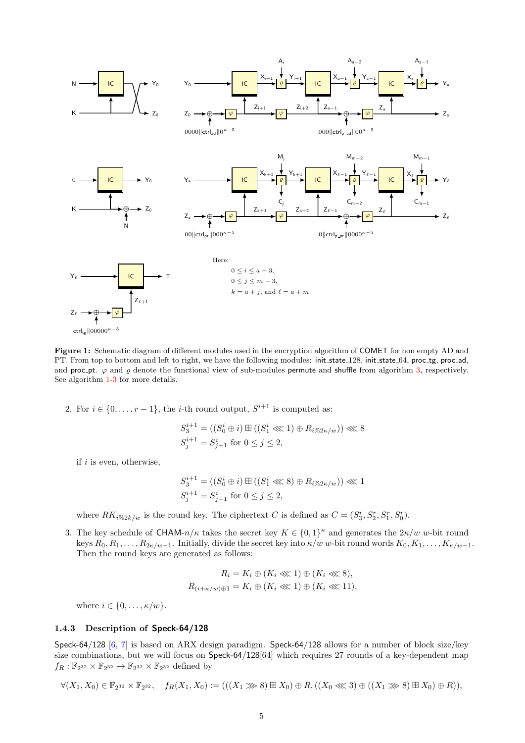**Figure 1:** Schematic diagram of different modules used in the encryption algorithm of COMET for non empty AD and PT. From top to bottom and left to right, we have the following modules: init_state_128, init_state_64, proc_tg, proc_ad, and proc_pt. $\varphi$ and $\varrho$ denote the functional view of sub-modules permute and shuffle from algorithm 3, respectively. See algorithm 1-3 for more details.

2. For $i \in \{0, \ldots, r-1\}$, the $i$-th round output, $S^{i+1}$ is computed as:

$$S_3^{i+1} = ((S_0^i \oplus i) \boxplus ((S_1^i \lll 1) \oplus R_{i\%2\kappa/w})) \lll 8$$
$$S_j^{i+1} = S_{j+1}^i \text{ for } 0 \le j \le 2,$$

if $i$ is even, otherwise,

$$S_3^{i+1} = ((S_0^i \oplus i) \boxplus ((S_1^i \lll 8) \oplus R_{i\%2\kappa/w})) \lll 1$$
$$S_j^{i+1} = S_{j+1}^i \text{ for } 0 \le j \le 2,$$

where $RK_{i\%2k/w}$ is the round key. The ciphertext $C$ is defined as $C = (S_3^r, S_2^r, S_1^r, S_0^r)$.

3. The key schedule of CHAM-$n/\kappa$ takes the secret key $K \in \{0,1\}^\kappa$ and generates the $2\kappa/w$ $w$-bit round keys $R_0, R_1, \ldots, R_{2\kappa/w-1}$. Initially, divide the secret key into $\kappa/w$ $w$-bit round words $K_0, K_1, \ldots, K_{\kappa/w-1}$. Then the round keys are generated as follows:

$$R_i = K_i \oplus (K_i \lll 1) \oplus (K_i \lll 8),$$
$$R_{(i+\kappa/w)\oplus 1} = K_i \oplus (K_i \lll 1) \oplus (K_i \lll 11),$$

where $i \in \{0, \ldots, \kappa/w\}$.

### 1.4.3 Description of Speck-64/128

Speck-64/128 [6, 7] is based on ARX design paradigm. Speck-64/128 allows for a number of block size/key size combinations, but we will focus on Speck-64/128[64] which requires 27 rounds of a key-dependent map $f_R : \mathbb{F}_{2^{32}} \times \mathbb{F}_{2^{32}} \to \mathbb{F}_{2^{32}} \times \mathbb{F}_{2^{32}}$ defined by

$$\forall (X_1, X_0) \in \mathbb{F}_{2^{32}} \times \mathbb{F}_{2^{32}}, \quad f_R(X_1, X_0) := (((X_1 \ggg 8) \boxplus X_0) \oplus R, ((X_0 \lll 3) \oplus ((X_1 \ggg 8) \boxplus X_0) \oplus R)),$$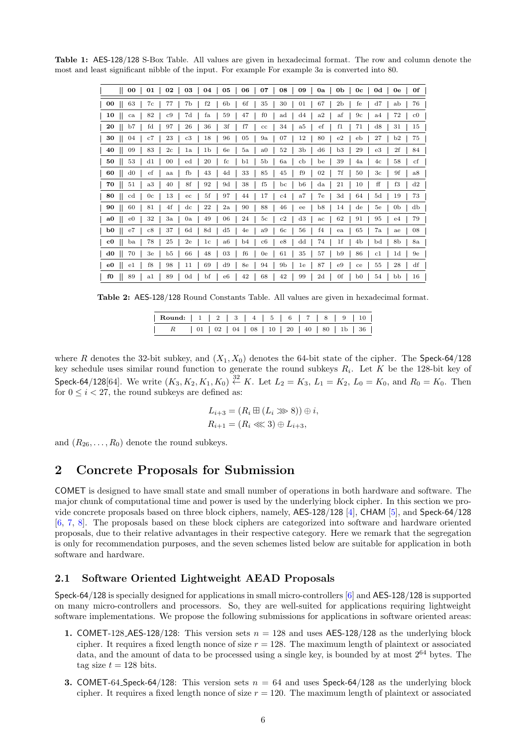**Table 1:** AES-128/128 S-Box Table. All values are given in hexadecimal format. The row and column denote the most and least significant nibble of the input. For example For example 3*a* is converted into 80.

| | 00 | 01 | 02 | 03 | 04 | 05 | 06 | 07 | 08 | 09 | 0a | 0b | 0c | 0d | 0e | 0f |
|---|---|---|---|---|---|---|---|---|---|---|---|---|---|---|---|---|
| **00** | 63 | 7c | 77 | 7b | f2 | 6b | 6f | 35 | 30 | 01 | 67 | 2b | fe | d7 | ab | 76 |
| **10** | ca | 82 | c9 | 7d | fa | 59 | 47 | f0 | ad | d4 | a2 | af | 9c | a4 | 72 | c0 |
| **20** | b7 | fd | 97 | 26 | 36 | 3f | f7 | cc | 34 | a5 | ef | f1 | 71 | d8 | 31 | 15 |
| **30** | 04 | c7 | 23 | c3 | 18 | 96 | 05 | 9a | 07 | 12 | 80 | e2 | eb | 27 | b2 | 75 |
| **40** | 09 | 83 | 2c | 1a | 1b | 6e | 5a | a0 | 52 | 3b | d6 | b3 | 29 | e3 | 2f | 84 |
| **50** | 53 | d1 | 00 | ed | 20 | fc | b1 | 5b | 6a | cb | be | 39 | 4a | 4c | 58 | cf |
| **60** | d0 | ef | aa | fb | 43 | 4d | 33 | 85 | 45 | f9 | 02 | 7f | 50 | 3c | 9f | a8 |
| **70** | 51 | a3 | 40 | 8f | 92 | 9d | 38 | f5 | bc | b6 | da | 21 | 10 | ff | f3 | d2 |
| **80** | cd | 0c | 13 | ec | 5f | 97 | 44 | 17 | c4 | a7 | 7e | 3d | 64 | 5d | 19 | 73 |
| **90** | 60 | 81 | 4f | dc | 22 | 2a | 90 | 88 | 46 | ee | b8 | 14 | de | 5e | 0b | db |
| **a0** | e0 | 32 | 3a | 0a | 49 | 06 | 24 | 5c | c2 | d3 | ac | 62 | 91 | 95 | e4 | 79 |
| **b0** | e7 | c8 | 37 | 6d | 8d | d5 | 4e | a9 | 6c | 56 | f4 | ea | 65 | 7a | ae | 08 |
| **c0** | ba | 78 | 25 | 2e | 1c | a6 | b4 | c6 | e8 | dd | 74 | 1f | 4b | bd | 8b | 8a |
| **d0** | 70 | 3e | b5 | 66 | 48 | 03 | f6 | 0e | 61 | 35 | 57 | b9 | 86 | c1 | 1d | 9e |
| **e0** | e1 | f8 | 98 | 11 | 69 | d9 | 8e | 94 | 9b | 1e | 87 | e9 | ce | 55 | 28 | df |
| **f0** | 89 | a1 | 89 | 0d | bf | e6 | 42 | 68 | 42 | 99 | 2d | 0f | b0 | 54 | bb | 16 |

**Table 2:** AES-128/128 Round Constants Table. All values are given in hexadecimal format.

| **Round:** | 1 | 2 | 3 | 4 | 5 | 6 | 7 | 8 | 9 | 10 |
|---|---|---|---|---|---|---|---|---|---|---|
| $R$ | 01 | 02 | 04 | 08 | 10 | 20 | 40 | 80 | 1b | 36 |

where $R$ denotes the 32-bit subkey, and $(X_1, X_0)$ denotes the 64-bit state of the cipher. The Speck-64/128 key schedule uses similar round function to generate the round subkeys $R_i$. Let $K$ be the 128-bit key of Speck-64/128[64]. We write $(K_3, K_2, K_1, K_0) \stackrel{32}{\leftarrow} K$. Let $L_2 = K_3$, $L_1 = K_2$, $L_0 = K_0$, and $R_0 = K_0$. Then for $0 \leq i < 27$, the round subkeys are defined as:

$$L_{i+3} = (R_i \boxplus (L_i \ggg 8)) \oplus i,$$
$$R_{i+1} = (R_i \lll 3) \oplus L_{i+3},$$

and $(R_{26}, \ldots, R_0)$ denote the round subkeys.

## 2 Concrete Proposals for Submission

COMET is designed to have small state and small number of operations in both hardware and software. The major chunk of computational time and power is used by the underlying block cipher. In this section we provide concrete proposals based on three block ciphers, namely, AES-128/128 [4], CHAM [5], and Speck-64/128 [6, 7, 8]. The proposals based on these block ciphers are categorized into software and hardware oriented proposals, due to their relative advantages in their respective category. Here we remark that the segregation is only for recommendation purposes, and the seven schemes listed below are suitable for application in both software and hardware.

### 2.1 Software Oriented Lightweight AEAD Proposals

Speck-64/128 is specially designed for applications in small micro-controllers [6] and AES-128/128 is supported on many micro-controllers and processors. So, they are well-suited for applications requiring lightweight software implementations. We propose the following submissions for applications in software oriented areas:

**1.** COMET-128_AES-128/128: This version sets $n = 128$ and uses AES-128/128 as the underlying block cipher. It requires a fixed length nonce of size $r = 128$. The maximum length of plaintext or associated data, and the amount of data to be processed using a single key, is bounded by at most $2^{64}$ bytes. The tag size $t = 128$ bits.

**3.** COMET-64_Speck-64/128: This version sets $n = 64$ and uses Speck-64/128 as the underlying block cipher. It requires a fixed length nonce of size $r = 120$. The maximum length of plaintext or associated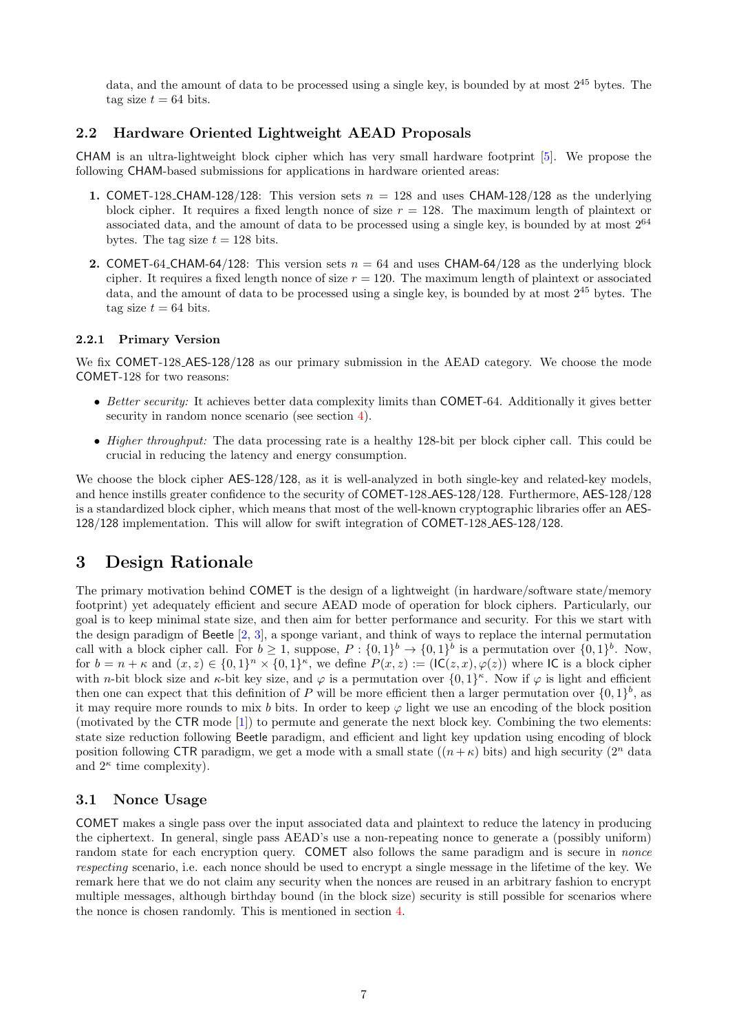data, and the amount of data to be processed using a single key, is bounded by at most $2^{45}$ bytes. The tag size $t = 64$ bits.

## 2.2 Hardware Oriented Lightweight AEAD Proposals

CHAM is an ultra-lightweight block cipher which has very small hardware footprint [5]. We propose the following CHAM-based submissions for applications in hardware oriented areas:

1. COMET-128_CHAM-128/128: This version sets $n = 128$ and uses CHAM-128/128 as the underlying block cipher. It requires a fixed length nonce of size $r = 128$. The maximum length of plaintext or associated data, and the amount of data to be processed using a single key, is bounded by at most $2^{64}$ bytes. The tag size $t = 128$ bits.

2. COMET-64_CHAM-64/128: This version sets $n = 64$ and uses CHAM-64/128 as the underlying block cipher. It requires a fixed length nonce of size $r = 120$. The maximum length of plaintext or associated data, and the amount of data to be processed using a single key, is bounded by at most $2^{45}$ bytes. The tag size $t = 64$ bits.

### 2.2.1 Primary Version

We fix COMET-128_AES-128/128 as our primary submission in the AEAD category. We choose the mode COMET-128 for two reasons:

- *Better security:* It achieves better data complexity limits than COMET-64. Additionally it gives better security in random nonce scenario (see section 4).
- *Higher throughput:* The data processing rate is a healthy 128-bit per block cipher call. This could be crucial in reducing the latency and energy consumption.

We choose the block cipher AES-128/128, as it is well-analyzed in both single-key and related-key models, and hence instills greater confidence to the security of COMET-128_AES-128/128. Furthermore, AES-128/128 is a standardized block cipher, which means that most of the well-known cryptographic libraries offer an AES-128/128 implementation. This will allow for swift integration of COMET-128_AES-128/128.

# 3 Design Rationale

The primary motivation behind COMET is the design of a lightweight (in hardware/software state/memory footprint) yet adequately efficient and secure AEAD mode of operation for block ciphers. Particularly, our goal is to keep minimal state size, and then aim for better performance and security. For this we start with the design paradigm of Beetle [2, 3], a sponge variant, and think of ways to replace the internal permutation call with a block cipher call. For $b \geq 1$, suppose, $P : \{0,1\}^b \to \{0,1\}^b$ is a permutation over $\{0,1\}^b$. Now, for $b = n + \kappa$ and $(x, z) \in \{0,1\}^n \times \{0,1\}^\kappa$, we define $P(x, z) := (\mathsf{IC}(z, x), \varphi(z))$ where IC is a block cipher with $n$-bit block size and $\kappa$-bit key size, and $\varphi$ is a permutation over $\{0,1\}^\kappa$. Now if $\varphi$ is light and efficient then one can expect that this definition of $P$ will be more efficient then a larger permutation over $\{0,1\}^b$, as it may require more rounds to mix $b$ bits. In order to keep $\varphi$ light we use an encoding of the block position (motivated by the CTR mode [1]) to permute and generate the next block key. Combining the two elements: state size reduction following Beetle paradigm, and efficient and light key updation using encoding of block position following CTR paradigm, we get a mode with a small state ($(n+\kappa)$ bits) and high security ($2^n$ data and $2^\kappa$ time complexity).

## 3.1 Nonce Usage

COMET makes a single pass over the input associated data and plaintext to reduce the latency in producing the ciphertext. In general, single pass AEAD's use a non-repeating nonce to generate a (possibly uniform) random state for each encryption query. COMET also follows the same paradigm and is secure in *nonce respecting* scenario, i.e. each nonce should be used to encrypt a single message in the lifetime of the key. We remark here that we do not claim any security when the nonces are reused in an arbitrary fashion to encrypt multiple messages, although birthday bound (in the block size) security is still possible for scenarios where the nonce is chosen randomly. This is mentioned in section 4.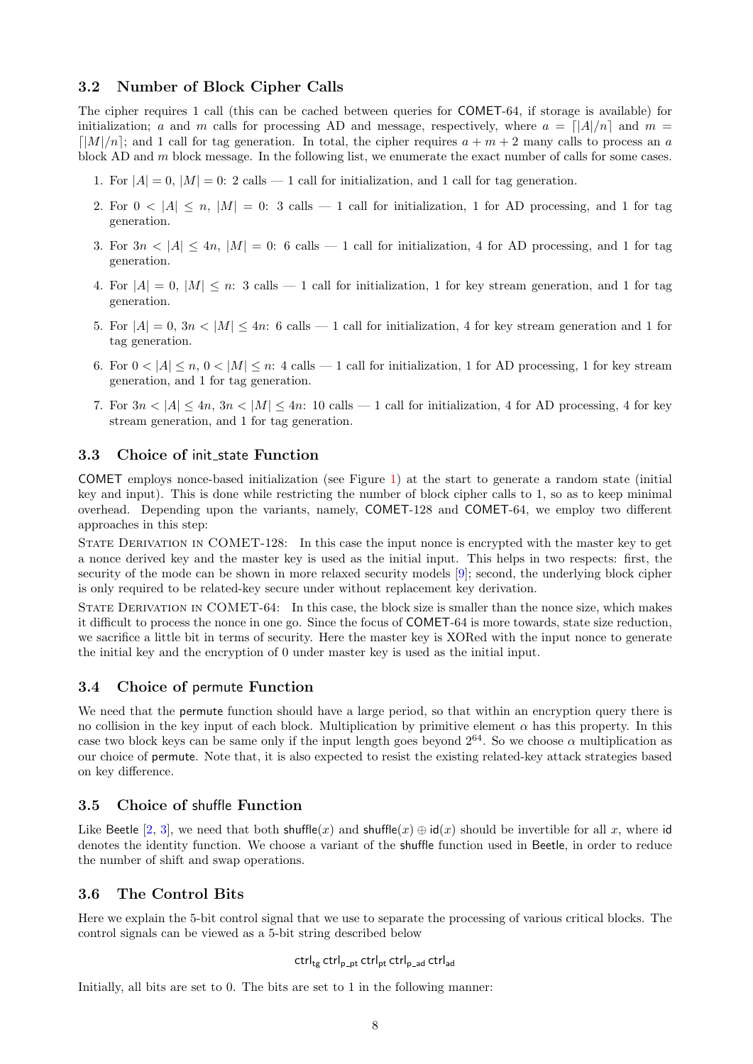### 3.2 Number of Block Cipher Calls

The cipher requires 1 call (this can be cached between queries for COMET-64, if storage is available) for initialization; $a$ and $m$ calls for processing AD and message, respectively, where $a = \lceil |A|/n \rceil$ and $m = \lceil |M|/n \rceil$; and 1 call for tag generation. In total, the cipher requires $a + m + 2$ many calls to process an $a$ block AD and $m$ block message. In the following list, we enumerate the exact number of calls for some cases.

1. For $|A| = 0$, $|M| = 0$: 2 calls — 1 call for initialization, and 1 call for tag generation.
2. For $0 < |A| \leq n$, $|M| = 0$: 3 calls — 1 call for initialization, 1 for AD processing, and 1 for tag generation.
3. For $3n < |A| \leq 4n$, $|M| = 0$: 6 calls — 1 call for initialization, 4 for AD processing, and 1 for tag generation.
4. For $|A| = 0$, $|M| \leq n$: 3 calls — 1 call for initialization, 1 for key stream generation, and 1 for tag generation.
5. For $|A| = 0$, $3n < |M| \leq 4n$: 6 calls — 1 call for initialization, 4 for key stream generation and 1 for tag generation.
6. For $0 < |A| \leq n$, $0 < |M| \leq n$: 4 calls — 1 call for initialization, 1 for AD processing, 1 for key stream generation, and 1 for tag generation.
7. For $3n < |A| \leq 4n$, $3n < |M| \leq 4n$: 10 calls — 1 call for initialization, 4 for AD processing, 4 for key stream generation, and 1 for tag generation.

### 3.3 Choice of init_state Function

COMET employs nonce-based initialization (see Figure 1) at the start to generate a random state (initial key and input). This is done while restricting the number of block cipher calls to 1, so as to keep minimal overhead. Depending upon the variants, namely, COMET-128 and COMET-64, we employ two different approaches in this step:

State Derivation in COMET-128: In this case the input nonce is encrypted with the master key to get a nonce derived key and the master key is used as the initial input. This helps in two respects: first, the security of the mode can be shown in more relaxed security models [9]; second, the underlying block cipher is only required to be related-key secure under without replacement key derivation.

State Derivation in COMET-64: In this case, the block size is smaller than the nonce size, which makes it difficult to process the nonce in one go. Since the focus of COMET-64 is more towards, state size reduction, we sacrifice a little bit in terms of security. Here the master key is XORed with the input nonce to generate the initial key and the encryption of 0 under master key is used as the initial input.

### 3.4 Choice of permute Function

We need that the permute function should have a large period, so that within an encryption query there is no collision in the key input of each block. Multiplication by primitive element $\alpha$ has this property. In this case two block keys can be same only if the input length goes beyond $2^{64}$. So we choose $\alpha$ multiplication as our choice of permute. Note that, it is also expected to resist the existing related-key attack strategies based on key difference.

### 3.5 Choice of shuffle Function

Like Beetle [2, 3], we need that both $\mathsf{shuffle}(x)$ and $\mathsf{shuffle}(x) \oplus \mathsf{id}(x)$ should be invertible for all $x$, where id denotes the identity function. We choose a variant of the shuffle function used in Beetle, in order to reduce the number of shift and swap operations.

### 3.6 The Control Bits

Here we explain the 5-bit control signal that we use to separate the processing of various critical blocks. The control signals can be viewed as a 5-bit string described below

$$\mathsf{ctrl_{tg}}\,\mathsf{ctrl_{p\_pt}}\,\mathsf{ctrl_{pt}}\,\mathsf{ctrl_{p\_ad}}\,\mathsf{ctrl_{ad}}$$

Initially, all bits are set to 0. The bits are set to 1 in the following manner: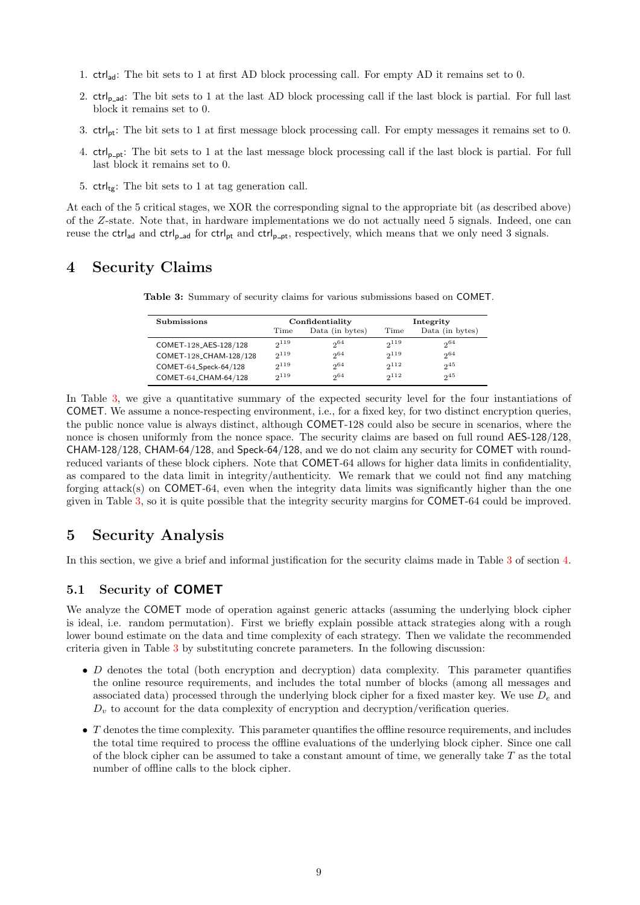1. $\mathsf{ctrl_{ad}}$: The bit sets to 1 at first AD block processing call. For empty AD it remains set to 0.
2. $\mathsf{ctrl_{p\_ad}}$: The bit sets to 1 at the last AD block processing call if the last block is partial. For full last block it remains set to 0.
3. $\mathsf{ctrl_{pt}}$: The bit sets to 1 at first message block processing call. For empty messages it remains set to 0.
4. $\mathsf{ctrl_{p\_pt}}$: The bit sets to 1 at the last message block processing call if the last block is partial. For full last block it remains set to 0.
5. $\mathsf{ctrl_{tg}}$: The bit sets to 1 at tag generation call.

At each of the 5 critical stages, we XOR the corresponding signal to the appropriate bit (as described above) of the $Z$-state. Note that, in hardware implementations we do not actually need 5 signals. Indeed, one can reuse the $\mathsf{ctrl_{ad}}$ and $\mathsf{ctrl_{p\_ad}}$ for $\mathsf{ctrl_{pt}}$ and $\mathsf{ctrl_{p\_pt}}$, respectively, which means that we only need 3 signals.

# 4 Security Claims

**Table 3:** Summary of security claims for various submissions based on COMET.

| Submissions | Confidentiality | | Integrity | |
|---|---|---|---|---|
| | Time | Data (in bytes) | Time | Data (in bytes) |
| COMET-128_AES-128/128 | $2^{119}$ | $2^{64}$ | $2^{119}$ | $2^{64}$ |
| COMET-128_CHAM-128/128 | $2^{119}$ | $2^{64}$ | $2^{119}$ | $2^{64}$ |
| COMET-64_Speck-64/128 | $2^{119}$ | $2^{64}$ | $2^{112}$ | $2^{45}$ |
| COMET-64_CHAM-64/128 | $2^{119}$ | $2^{64}$ | $2^{112}$ | $2^{45}$ |

In Table 3, we give a quantitative summary of the expected security level for the four instantiations of COMET. We assume a nonce-respecting environment, i.e., for a fixed key, for two distinct encryption queries, the public nonce value is always distinct, although COMET-128 could also be secure in scenarios, where the nonce is chosen uniformly from the nonce space. The security claims are based on full round AES-128/128, CHAM-128/128, CHAM-64/128, and Speck-64/128, and we do not claim any security for COMET with round-reduced variants of these block ciphers. Note that COMET-64 allows for higher data limits in confidentiality, as compared to the data limit in integrity/authenticity. We remark that we could not find any matching forging attack(s) on COMET-64, even when the integrity data limits was significantly higher than the one given in Table 3, so it is quite possible that the integrity security margins for COMET-64 could be improved.

# 5 Security Analysis

In this section, we give a brief and informal justification for the security claims made in Table 3 of section 4.

## 5.1 Security of COMET

We analyze the COMET mode of operation against generic attacks (assuming the underlying block cipher is ideal, i.e. random permutation). First we briefly explain possible attack strategies along with a rough lower bound estimate on the data and time complexity of each strategy. Then we validate the recommended criteria given in Table 3 by substituting concrete parameters. In the following discussion:

- $D$ denotes the total (both encryption and decryption) data complexity. This parameter quantifies the online resource requirements, and includes the total number of blocks (among all messages and associated data) processed through the underlying block cipher for a fixed master key. We use $D_e$ and $D_v$ to account for the data complexity of encryption and decryption/verification queries.
- $T$ denotes the time complexity. This parameter quantifies the offline resource requirements, and includes the total time required to process the offline evaluations of the underlying block cipher. Since one call of the block cipher can be assumed to take a constant amount of time, we generally take $T$ as the total number of offline calls to the block cipher.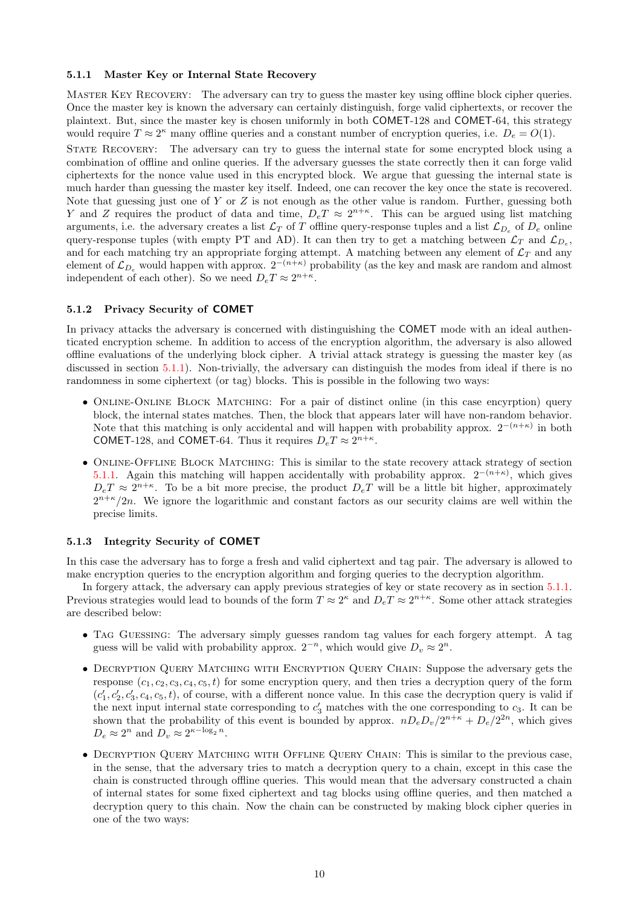#### 5.1.1 Master Key or Internal State Recovery

Master Key Recovery: The adversary can try to guess the master key using offline block cipher queries. Once the master key is known the adversary can certainly distinguish, forge valid ciphertexts, or recover the plaintext. But, since the master key is chosen uniformly in both COMET-128 and COMET-64, this strategy would require $T \approx 2^{\kappa}$ many offline queries and a constant number of encryption queries, i.e. $D_e = O(1)$.

State Recovery: The adversary can try to guess the internal state for some encrypted block using a combination of offline and online queries. If the adversary guesses the state correctly then it can forge valid ciphertexts for the nonce value used in this encrypted block. We argue that guessing the internal state is much harder than guessing the master key itself. Indeed, one can recover the key once the state is recovered. Note that guessing just one of $Y$ or $Z$ is not enough as the other value is random. Further, guessing both $Y$ and $Z$ requires the product of data and time, $D_eT \approx 2^{n+\kappa}$. This can be argued using list matching arguments, i.e. the adversary creates a list $\mathcal{L}_T$ of $T$ offline query-response tuples and a list $\mathcal{L}_{D_e}$ of $D_e$ online query-response tuples (with empty PT and AD). It can then try to get a matching between $\mathcal{L}_T$ and $\mathcal{L}_{D_e}$, and for each matching try an appropriate forging attempt. A matching between any element of $\mathcal{L}_T$ and any element of $\mathcal{L}_{D_e}$ would happen with approx. $2^{-(n+\kappa)}$ probability (as the key and mask are random and almost independent of each other). So we need $D_eT \approx 2^{n+\kappa}$.

#### 5.1.2 Privacy Security of COMET

In privacy attacks the adversary is concerned with distinguishing the COMET mode with an ideal authenticated encryption scheme. In addition to access of the encryption algorithm, the adversary is also allowed offline evaluations of the underlying block cipher. A trivial attack strategy is guessing the master key (as discussed in section 5.1.1). Non-trivially, the adversary can distinguish the modes from ideal if there is no randomness in some ciphertext (or tag) blocks. This is possible in the following two ways:

- Online-Online Block Matching: For a pair of distinct online (in this case encyrption) query block, the internal states matches. Then, the block that appears later will have non-random behavior. Note that this matching is only accidental and will happen with probability approx. $2^{-(n+\kappa)}$ in both COMET-128, and COMET-64. Thus it requires $D_eT \approx 2^{n+\kappa}$.
- Online-Offline Block Matching: This is similar to the state recovery attack strategy of section 5.1.1. Again this matching will happen accidentally with probability approx. $2^{-(n+\kappa)}$, which gives $D_eT \approx 2^{n+\kappa}$. To be a bit more precise, the product $D_eT$ will be a little bit higher, approximately $2^{n+\kappa}/2n$. We ignore the logarithmic and constant factors as our security claims are well within the precise limits.

#### 5.1.3 Integrity Security of COMET

In this case the adversary has to forge a fresh and valid ciphertext and tag pair. The adversary is allowed to make encryption queries to the encryption algorithm and forging queries to the decryption algorithm.

In forgery attack, the adversary can apply previous strategies of key or state recovery as in section 5.1.1. Previous strategies would lead to bounds of the form $T \approx 2^{\kappa}$ and $D_eT \approx 2^{n+\kappa}$. Some other attack strategies are described below:

- Tag Guessing: The adversary simply guesses random tag values for each forgery attempt. A tag guess will be valid with probability approx. $2^{-n}$, which would give $D_v \approx 2^n$.
- Decryption Query Matching with Encryption Query Chain: Suppose the adversary gets the response $(c_1, c_2, c_3, c_4, c_5, t)$ for some encryption query, and then tries a decryption query of the form $(c'_1, c'_2, c'_3, c_4, c_5, t)$, of course, with a different nonce value. In this case the decryption query is valid if the next input internal state corresponding to $c'_3$ matches with the one corresponding to $c_3$. It can be shown that the probability of this event is bounded by approx. $nD_eD_v/2^{n+\kappa} + D_e/2^{2n}$, which gives $D_e \approx 2^n$ and $D_v \approx 2^{\kappa - \log_2 n}$.
- Decryption Query Matching with Offline Query Chain: This is similar to the previous case, in the sense, that the adversary tries to match a decryption query to a chain, except in this case the chain is constructed through offline queries. This would mean that the adversary constructed a chain of internal states for some fixed ciphertext and tag blocks using offline queries, and then matched a decryption query to this chain. Now the chain can be constructed by making block cipher queries in one of the two ways: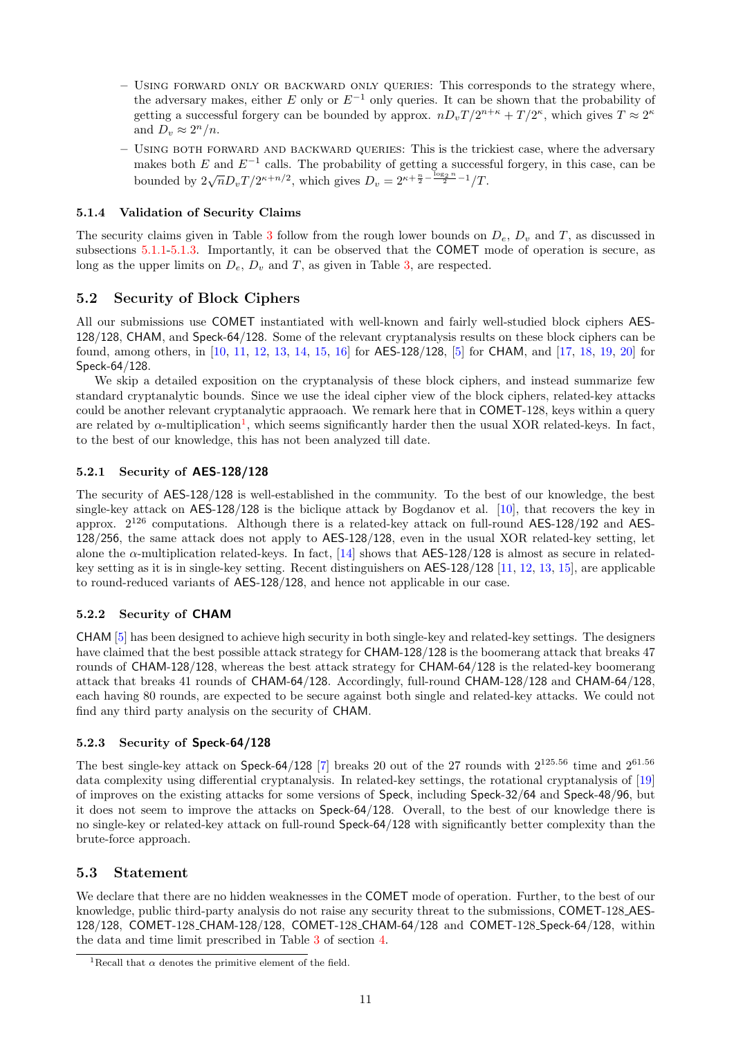– Using forward only or backward only queries: This corresponds to the strategy where, the adversary makes, either $E$ only or $E^{-1}$ only queries. It can be shown that the probability of getting a successful forgery can be bounded by approx. $nD_vT/2^{n+\kappa} + T/2^\kappa$, which gives $T \approx 2^\kappa$ and $D_v \approx 2^n/n$.

– Using both forward and backward queries: This is the trickiest case, where the adversary makes both $E$ and $E^{-1}$ calls. The probability of getting a successful forgery, in this case, can be bounded by $2\sqrt{n}D_vT/2^{\kappa+n/2}$, which gives $D_v = 2^{\kappa+\frac{n}{2}-\frac{\log_2 n}{2}-1}/T$.

#### 5.1.4 Validation of Security Claims

The security claims given in Table 3 follow from the rough lower bounds on $D_e$, $D_v$ and $T$, as discussed in subsections 5.1.1-5.1.3. Importantly, it can be observed that the COMET mode of operation is secure, as long as the upper limits on $D_e$, $D_v$ and $T$, as given in Table 3, are respected.

### 5.2 Security of Block Ciphers

All our submissions use COMET instantiated with well-known and fairly well-studied block ciphers AES-128/128, CHAM, and Speck-64/128. Some of the relevant cryptanalysis results on these block ciphers can be found, among others, in [10, 11, 12, 13, 14, 15, 16] for AES-128/128, [5] for CHAM, and [17, 18, 19, 20] for Speck-64/128.

We skip a detailed exposition on the cryptanalysis of these block ciphers, and instead summarize few standard cryptanalytic bounds. Since we use the ideal cipher view of the block ciphers, related-key attacks could be another relevant cryptanalytic appraoach. We remark here that in COMET-128, keys within a query are related by $\alpha$-multiplication[1], which seems significantly harder then the usual XOR related-keys. In fact, to the best of our knowledge, this has not been analyzed till date.

#### 5.2.1 Security of AES-128/128

The security of AES-128/128 is well-established in the community. To the best of our knowledge, the best single-key attack on AES-128/128 is the biclique attack by Bogdanov et al. [10], that recovers the key in approx. $2^{126}$ computations. Although there is a related-key attack on full-round AES-128/192 and AES-128/256, the same attack does not apply to AES-128/128, even in the usual XOR related-key setting, let alone the $\alpha$-multiplication related-keys. In fact, [14] shows that AES-128/128 is almost as secure in related-key setting as it is in single-key setting. Recent distinguishers on AES-128/128 [11, 12, 13, 15], are applicable to round-reduced variants of AES-128/128, and hence not applicable in our case.

#### 5.2.2 Security of CHAM

CHAM [5] has been designed to achieve high security in both single-key and related-key settings. The designers have claimed that the best possible attack strategy for CHAM-128/128 is the boomerang attack that breaks 47 rounds of CHAM-128/128, whereas the best attack strategy for CHAM-64/128 is the related-key boomerang attack that breaks 41 rounds of CHAM-64/128. Accordingly, full-round CHAM-128/128 and CHAM-64/128, each having 80 rounds, are expected to be secure against both single and related-key attacks. We could not find any third party analysis on the security of CHAM.

#### 5.2.3 Security of Speck-64/128

The best single-key attack on Speck-64/128 [7] breaks 20 out of the 27 rounds with $2^{125.56}$ time and $2^{61.56}$ data complexity using differential cryptanalysis. In related-key settings, the rotational cryptanalysis of [19] of improves on the existing attacks for some versions of Speck, including Speck-32/64 and Speck-48/96, but it does not seem to improve the attacks on Speck-64/128. Overall, to the best of our knowledge there is no single-key or related-key attack on full-round Speck-64/128 with significantly better complexity than the brute-force approach.

### 5.3 Statement

We declare that there are no hidden weaknesses in the COMET mode of operation. Further, to the best of our knowledge, public third-party analysis do not raise any security threat to the submissions, COMET-128_AES-128/128, COMET-128_CHAM-128/128, COMET-128_CHAM-64/128 and COMET-128_Speck-64/128, within the data and time limit prescribed in Table 3 of section 4.

[1] Recall that $\alpha$ denotes the primitive element of the field.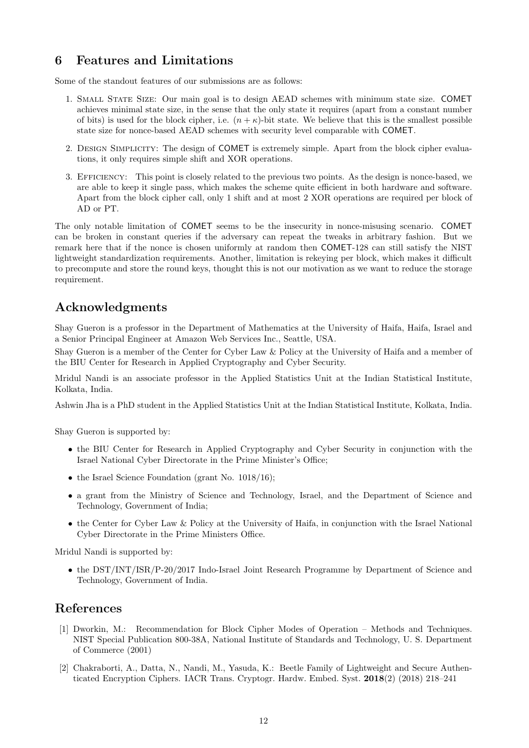## 6 Features and Limitations

Some of the standout features of our submissions are as follows:

1. Small State Size: Our main goal is to design AEAD schemes with minimum state size. COMET achieves minimal state size, in the sense that the only state it requires (apart from a constant number of bits) is used for the block cipher, i.e. $(n + \kappa)$-bit state. We believe that this is the smallest possible state size for nonce-based AEAD schemes with security level comparable with COMET.
2. Design Simplicity: The design of COMET is extremely simple. Apart from the block cipher evaluations, it only requires simple shift and XOR operations.
3. Efficiency: This point is closely related to the previous two points. As the design is nonce-based, we are able to keep it single pass, which makes the scheme quite efficient in both hardware and software. Apart from the block cipher call, only 1 shift and at most 2 XOR operations are required per block of AD or PT.

The only notable limitation of COMET seems to be the insecurity in nonce-misusing scenario. COMET can be broken in constant queries if the adversary can repeat the tweaks in arbitrary fashion. But we remark here that if the nonce is chosen uniformly at random then COMET-128 can still satisfy the NIST lightweight standardization requirements. Another, limitation is rekeying per block, which makes it difficult to precompute and store the round keys, thought this is not our motivation as we want to reduce the storage requirement.

## Acknowledgments

Shay Gueron is a professor in the Department of Mathematics at the University of Haifa, Haifa, Israel and a Senior Principal Engineer at Amazon Web Services Inc., Seattle, USA.

Shay Gueron is a member of the Center for Cyber Law & Policy at the University of Haifa and a member of the BIU Center for Research in Applied Cryptography and Cyber Security.

Mridul Nandi is an associate professor in the Applied Statistics Unit at the Indian Statistical Institute, Kolkata, India.

Ashwin Jha is a PhD student in the Applied Statistics Unit at the Indian Statistical Institute, Kolkata, India.

Shay Gueron is supported by:

- the BIU Center for Research in Applied Cryptography and Cyber Security in conjunction with the Israel National Cyber Directorate in the Prime Minister's Office;
- the Israel Science Foundation (grant No. 1018/16);
- a grant from the Ministry of Science and Technology, Israel, and the Department of Science and Technology, Government of India;
- the Center for Cyber Law & Policy at the University of Haifa, in conjunction with the Israel National Cyber Directorate in the Prime Ministers Office.

Mridul Nandi is supported by:

- the DST/INT/ISR/P-20/2017 Indo-Israel Joint Research Programme by Department of Science and Technology, Government of India.

## References

[1] Dworkin, M.: Recommendation for Block Cipher Modes of Operation – Methods and Techniques. NIST Special Publication 800-38A, National Institute of Standards and Technology, U. S. Department of Commerce (2001)

[2] Chakraborti, A., Datta, N., Nandi, M., Yasuda, K.: Beetle Family of Lightweight and Secure Authenticated Encryption Ciphers. IACR Trans. Cryptogr. Hardw. Embed. Syst. **2018**(2) (2018) 218–241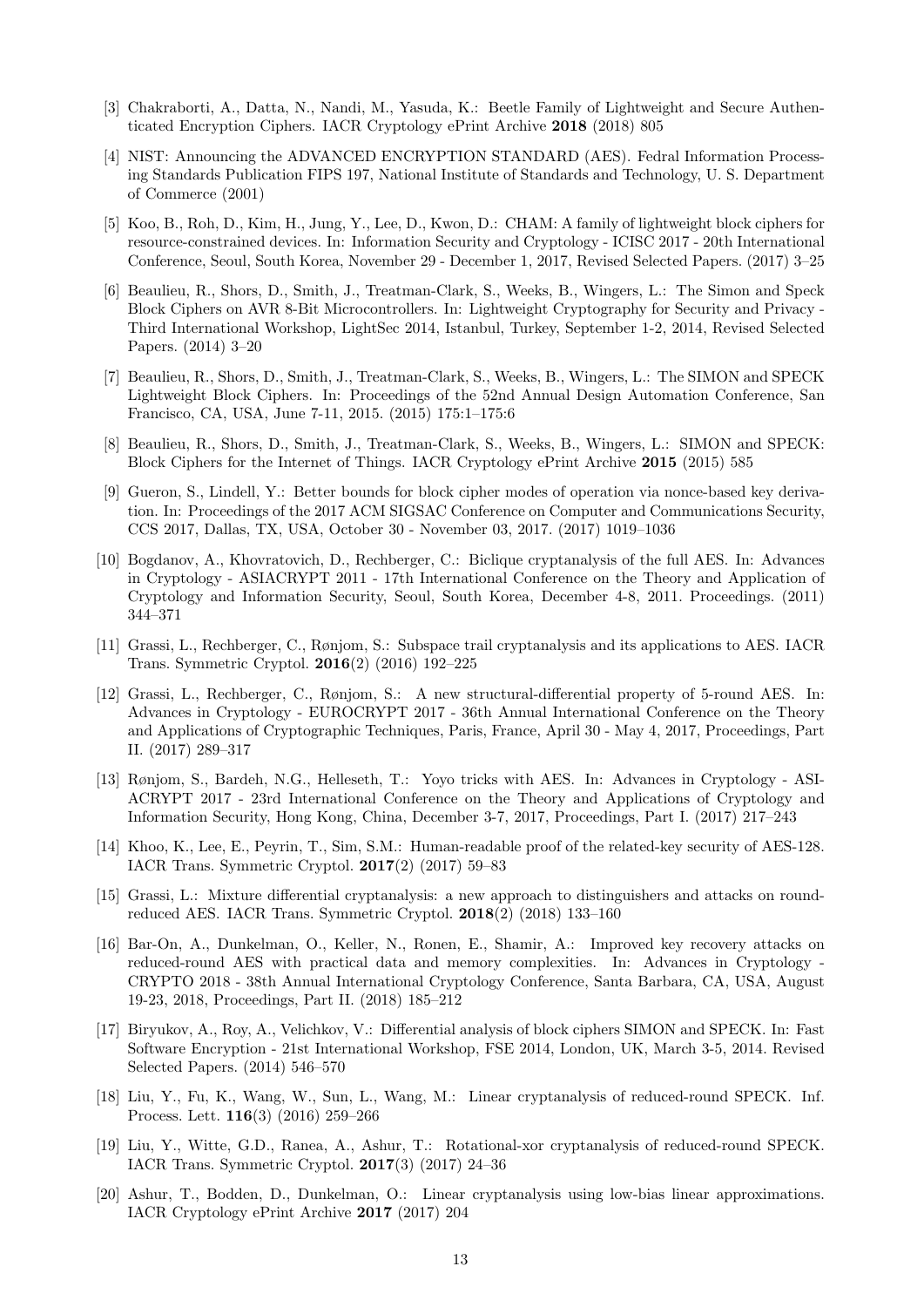[3] Chakraborti, A., Datta, N., Nandi, M., Yasuda, K.: Beetle Family of Lightweight and Secure Authenticated Encryption Ciphers. IACR Cryptology ePrint Archive **2018** (2018) 805

[4] NIST: Announcing the ADVANCED ENCRYPTION STANDARD (AES). Fedral Information Processing Standards Publication FIPS 197, National Institute of Standards and Technology, U. S. Department of Commerce (2001)

[5] Koo, B., Roh, D., Kim, H., Jung, Y., Lee, D., Kwon, D.: CHAM: A family of lightweight block ciphers for resource-constrained devices. In: Information Security and Cryptology - ICISC 2017 - 20th International Conference, Seoul, South Korea, November 29 - December 1, 2017, Revised Selected Papers. (2017) 3–25

[6] Beaulieu, R., Shors, D., Smith, J., Treatman-Clark, S., Weeks, B., Wingers, L.: The Simon and Speck Block Ciphers on AVR 8-Bit Microcontrollers. In: Lightweight Cryptography for Security and Privacy - Third International Workshop, LightSec 2014, Istanbul, Turkey, September 1-2, 2014, Revised Selected Papers. (2014) 3–20

[7] Beaulieu, R., Shors, D., Smith, J., Treatman-Clark, S., Weeks, B., Wingers, L.: The SIMON and SPECK Lightweight Block Ciphers. In: Proceedings of the 52nd Annual Design Automation Conference, San Francisco, CA, USA, June 7-11, 2015. (2015) 175:1–175:6

[8] Beaulieu, R., Shors, D., Smith, J., Treatman-Clark, S., Weeks, B., Wingers, L.: SIMON and SPECK: Block Ciphers for the Internet of Things. IACR Cryptology ePrint Archive **2015** (2015) 585

[9] Gueron, S., Lindell, Y.: Better bounds for block cipher modes of operation via nonce-based key derivation. In: Proceedings of the 2017 ACM SIGSAC Conference on Computer and Communications Security, CCS 2017, Dallas, TX, USA, October 30 - November 03, 2017. (2017) 1019–1036

[10] Bogdanov, A., Khovratovich, D., Rechberger, C.: Biclique cryptanalysis of the full AES. In: Advances in Cryptology - ASIACRYPT 2011 - 17th International Conference on the Theory and Application of Cryptology and Information Security, Seoul, South Korea, December 4-8, 2011. Proceedings. (2011) 344–371

[11] Grassi, L., Rechberger, C., Rønjom, S.: Subspace trail cryptanalysis and its applications to AES. IACR Trans. Symmetric Cryptol. **2016**(2) (2016) 192–225

[12] Grassi, L., Rechberger, C., Rønjom, S.: A new structural-differential property of 5-round AES. In: Advances in Cryptology - EUROCRYPT 2017 - 36th Annual International Conference on the Theory and Applications of Cryptographic Techniques, Paris, France, April 30 - May 4, 2017, Proceedings, Part II. (2017) 289–317

[13] Rønjom, S., Bardeh, N.G., Helleseth, T.: Yoyo tricks with AES. In: Advances in Cryptology - ASIACRYPT 2017 - 23rd International Conference on the Theory and Applications of Cryptology and Information Security, Hong Kong, China, December 3-7, 2017, Proceedings, Part I. (2017) 217–243

[14] Khoo, K., Lee, E., Peyrin, T., Sim, S.M.: Human-readable proof of the related-key security of AES-128. IACR Trans. Symmetric Cryptol. **2017**(2) (2017) 59–83

[15] Grassi, L.: Mixture differential cryptanalysis: a new approach to distinguishers and attacks on round-reduced AES. IACR Trans. Symmetric Cryptol. **2018**(2) (2018) 133–160

[16] Bar-On, A., Dunkelman, O., Keller, N., Ronen, E., Shamir, A.: Improved key recovery attacks on reduced-round AES with practical data and memory complexities. In: Advances in Cryptology - CRYPTO 2018 - 38th Annual International Cryptology Conference, Santa Barbara, CA, USA, August 19-23, 2018, Proceedings, Part II. (2018) 185–212

[17] Biryukov, A., Roy, A., Velichkov, V.: Differential analysis of block ciphers SIMON and SPECK. In: Fast Software Encryption - 21st International Workshop, FSE 2014, London, UK, March 3-5, 2014. Revised Selected Papers. (2014) 546–570

[18] Liu, Y., Fu, K., Wang, W., Sun, L., Wang, M.: Linear cryptanalysis of reduced-round SPECK. Inf. Process. Lett. **116**(3) (2016) 259–266

[19] Liu, Y., Witte, G.D., Ranea, A., Ashur, T.: Rotational-xor cryptanalysis of reduced-round SPECK. IACR Trans. Symmetric Cryptol. **2017**(3) (2017) 24–36

[20] Ashur, T., Bodden, D., Dunkelman, O.: Linear cryptanalysis using low-bias linear approximations. IACR Cryptology ePrint Archive **2017** (2017) 204